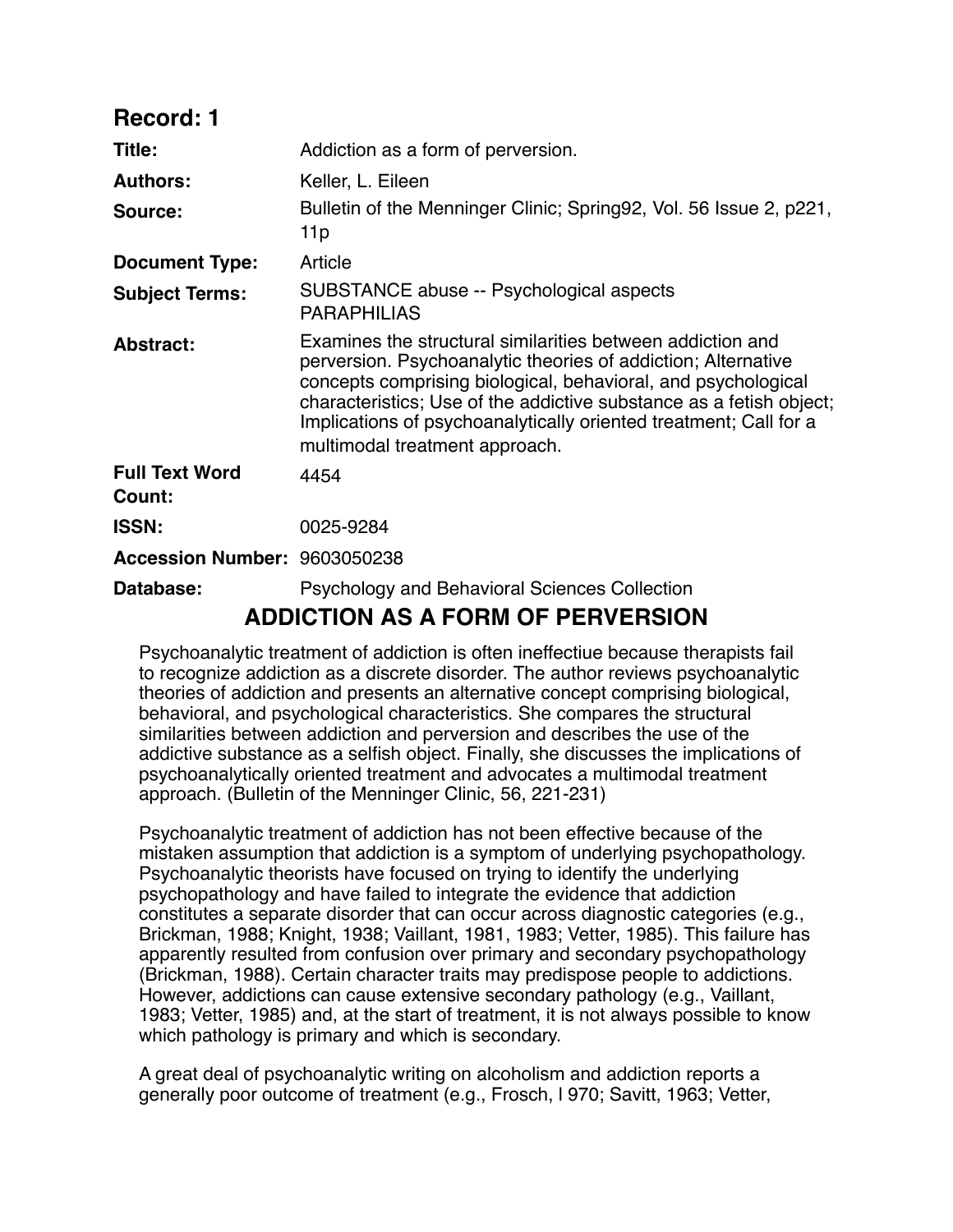## Record: 1

| | |
|---|---|
| **Title:** | Addiction as a form of perversion. |
| **Authors:** | Keller, L. Eileen |
| **Source:** | Bulletin of the Menninger Clinic; Spring92, Vol. 56 Issue 2, p221, 11p |
| **Document Type:** | Article |
| **Subject Terms:** | SUBSTANCE abuse -- Psychological aspects<br>PARAPHILIAS |
| **Abstract:** | Examines the structural similarities between addiction and perversion. Psychoanalytic theories of addiction; Alternative concepts comprising biological, behavioral, and psychological characteristics; Use of the addictive substance as a fetish object; Implications of psychoanalytically oriented treatment; Call for a multimodal treatment approach. |
| **Full Text Word Count:** | 4454 |
| **ISSN:** | 0025-9284 |
| **Accession Number:** | 9603050238 |
| **Database:** | Psychology and Behavioral Sciences Collection |

# ADDICTION AS A FORM OF PERVERSION

Psychoanalytic treatment of addiction is often ineffectiue because therapists fail to recognize addiction as a discrete disorder. The author reviews psychoanalytic theories of addiction and presents an alternative concept comprising biological, behavioral, and psychological characteristics. She compares the structural similarities between addiction and perversion and describes the use of the addictive substance as a selfish object. Finally, she discusses the implications of psychoanalytically oriented treatment and advocates a multimodal treatment approach. (Bulletin of the Menninger Clinic, 56, 221-231)

Psychoanalytic treatment of addiction has not been effective because of the mistaken assumption that addiction is a symptom of underlying psychopathology. Psychoanalytic theorists have focused on trying to identify the underlying psychopathology and have failed to integrate the evidence that addiction constitutes a separate disorder that can occur across diagnostic categories (e.g., Brickman, 1988; Knight, 1938; Vaillant, 1981, 1983; Vetter, 1985). This failure has apparently resulted from confusion over primary and secondary psychopathology (Brickman, 1988). Certain character traits may predispose people to addictions. However, addictions can cause extensive secondary pathology (e.g., Vaillant, 1983; Vetter, 1985) and, at the start of treatment, it is not always possible to know which pathology is primary and which is secondary.

A great deal of psychoanalytic writing on alcoholism and addiction reports a generally poor outcome of treatment (e.g., Frosch, l 970; Savitt, 1963; Vetter,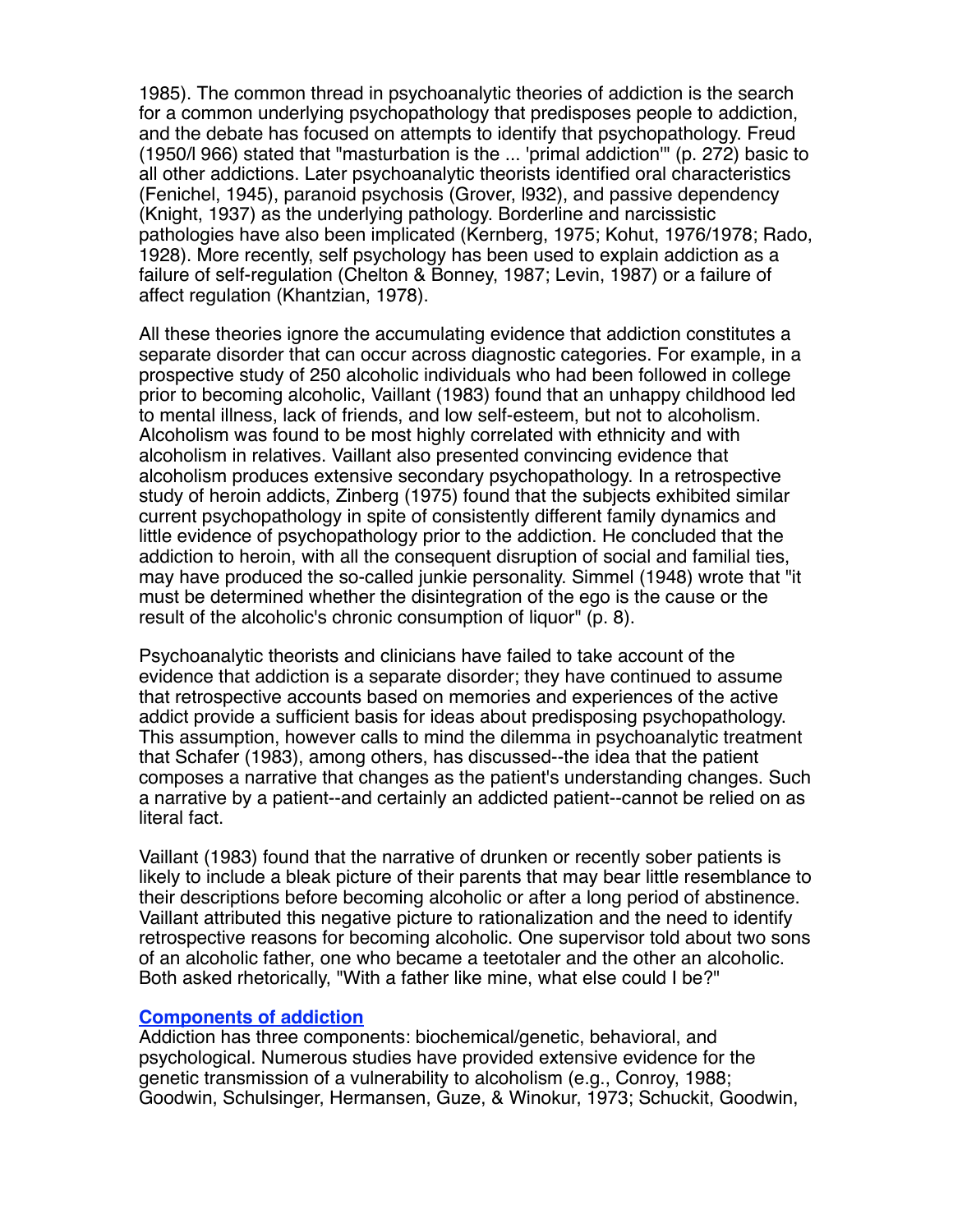1985). The common thread in psychoanalytic theories of addiction is the search for a common underlying psychopathology that predisposes people to addiction, and the debate has focused on attempts to identify that psychopathology. Freud (1950/l 966) stated that "masturbation is the ... 'primal addiction'" (p. 272) basic to all other addictions. Later psychoanalytic theorists identified oral characteristics (Fenichel, 1945), paranoid psychosis (Grover, l932), and passive dependency (Knight, 1937) as the underlying pathology. Borderline and narcissistic pathologies have also been implicated (Kernberg, 1975; Kohut, 1976/1978; Rado, 1928). More recently, self psychology has been used to explain addiction as a failure of self-regulation (Chelton & Bonney, 1987; Levin, 1987) or a failure of affect regulation (Khantzian, 1978).

All these theories ignore the accumulating evidence that addiction constitutes a separate disorder that can occur across diagnostic categories. For example, in a prospective study of 250 alcoholic individuals who had been followed in college prior to becoming alcoholic, Vaillant (1983) found that an unhappy childhood led to mental illness, lack of friends, and low self-esteem, but not to alcoholism. Alcoholism was found to be most highly correlated with ethnicity and with alcoholism in relatives. Vaillant also presented convincing evidence that alcoholism produces extensive secondary psychopathology. In a retrospective study of heroin addicts, Zinberg (1975) found that the subjects exhibited similar current psychopathology in spite of consistently different family dynamics and little evidence of psychopathology prior to the addiction. He concluded that the addiction to heroin, with all the consequent disruption of social and familial ties, may have produced the so-called junkie personality. Simmel (1948) wrote that "it must be determined whether the disintegration of the ego is the cause or the result of the alcoholic's chronic consumption of liquor" (p. 8).

Psychoanalytic theorists and clinicians have failed to take account of the evidence that addiction is a separate disorder; they have continued to assume that retrospective accounts based on memories and experiences of the active addict provide a sufficient basis for ideas about predisposing psychopathology. This assumption, however calls to mind the dilemma in psychoanalytic treatment that Schafer (1983), among others, has discussed--the idea that the patient composes a narrative that changes as the patient's understanding changes. Such a narrative by a patient--and certainly an addicted patient--cannot be relied on as literal fact.

Vaillant (1983) found that the narrative of drunken or recently sober patients is likely to include a bleak picture of their parents that may bear little resemblance to their descriptions before becoming alcoholic or after a long period of abstinence. Vaillant attributed this negative picture to rationalization and the need to identify retrospective reasons for becoming alcoholic. One supervisor told about two sons of an alcoholic father, one who became a teetotaler and the other an alcoholic. Both asked rhetorically, "With a father like mine, what else could I be?"

## Components of addiction

Addiction has three components: biochemical/genetic, behavioral, and psychological. Numerous studies have provided extensive evidence for the genetic transmission of a vulnerability to alcoholism (e.g., Conroy, 1988; Goodwin, Schulsinger, Hermansen, Guze, & Winokur, 1973; Schuckit, Goodwin,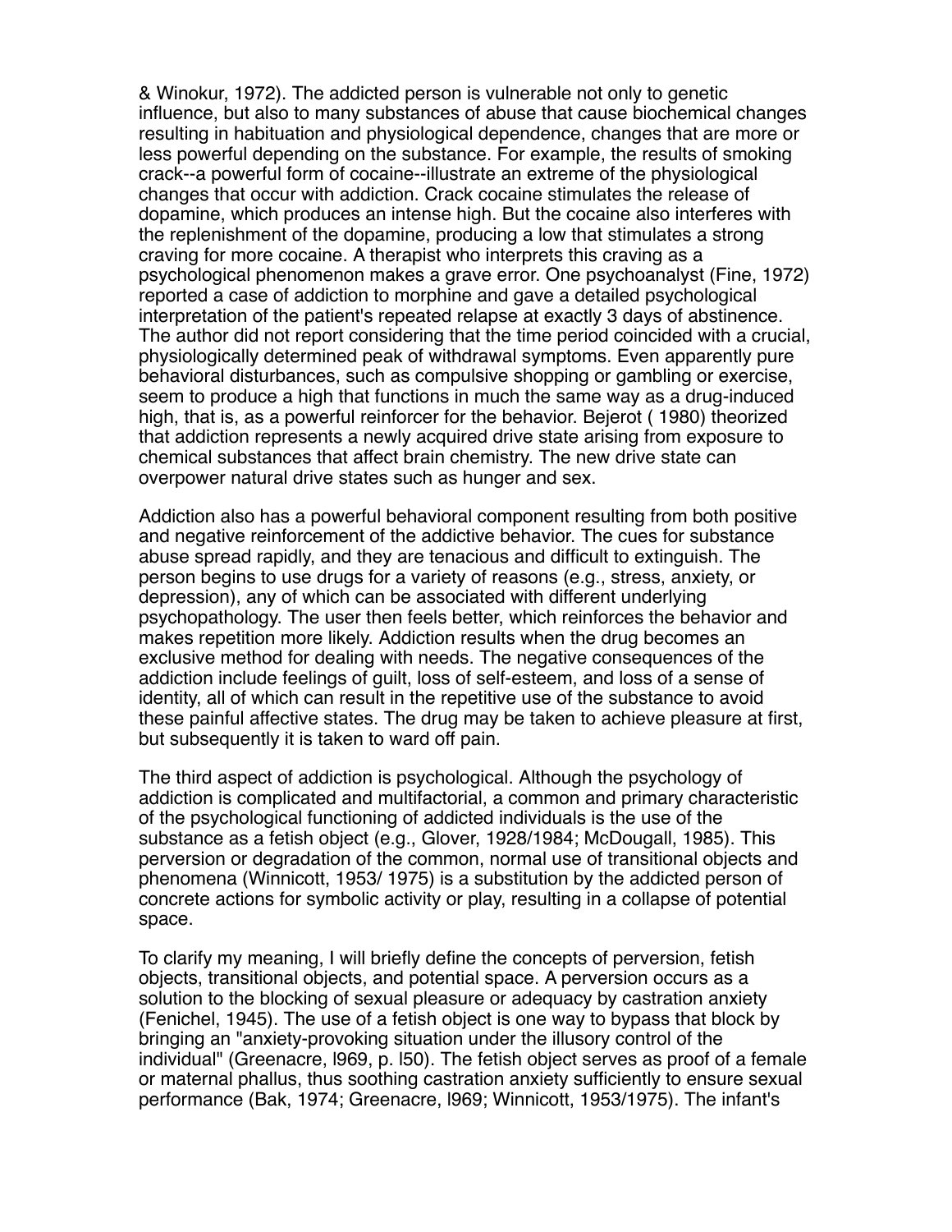& Winokur, 1972). The addicted person is vulnerable not only to genetic influence, but also to many substances of abuse that cause biochemical changes resulting in habituation and physiological dependence, changes that are more or less powerful depending on the substance. For example, the results of smoking crack--a powerful form of cocaine--illustrate an extreme of the physiological changes that occur with addiction. Crack cocaine stimulates the release of dopamine, which produces an intense high. But the cocaine also interferes with the replenishment of the dopamine, producing a low that stimulates a strong craving for more cocaine. A therapist who interprets this craving as a psychological phenomenon makes a grave error. One psychoanalyst (Fine, 1972) reported a case of addiction to morphine and gave a detailed psychological interpretation of the patient's repeated relapse at exactly 3 days of abstinence. The author did not report considering that the time period coincided with a crucial, physiologically determined peak of withdrawal symptoms. Even apparently pure behavioral disturbances, such as compulsive shopping or gambling or exercise, seem to produce a high that functions in much the same way as a drug-induced high, that is, as a powerful reinforcer for the behavior. Bejerot ( 1980) theorized that addiction represents a newly acquired drive state arising from exposure to chemical substances that affect brain chemistry. The new drive state can overpower natural drive states such as hunger and sex.

Addiction also has a powerful behavioral component resulting from both positive and negative reinforcement of the addictive behavior. The cues for substance abuse spread rapidly, and they are tenacious and difficult to extinguish. The person begins to use drugs for a variety of reasons (e.g., stress, anxiety, or depression), any of which can be associated with different underlying psychopathology. The user then feels better, which reinforces the behavior and makes repetition more likely. Addiction results when the drug becomes an exclusive method for dealing with needs. The negative consequences of the addiction include feelings of guilt, loss of self-esteem, and loss of a sense of identity, all of which can result in the repetitive use of the substance to avoid these painful affective states. The drug may be taken to achieve pleasure at first, but subsequently it is taken to ward off pain.

The third aspect of addiction is psychological. Although the psychology of addiction is complicated and multifactorial, a common and primary characteristic of the psychological functioning of addicted individuals is the use of the substance as a fetish object (e.g., Glover, 1928/1984; McDougall, 1985). This perversion or degradation of the common, normal use of transitional objects and phenomena (Winnicott, 1953/ 1975) is a substitution by the addicted person of concrete actions for symbolic activity or play, resulting in a collapse of potential space.

To clarify my meaning, I will briefly define the concepts of perversion, fetish objects, transitional objects, and potential space. A perversion occurs as a solution to the blocking of sexual pleasure or adequacy by castration anxiety (Fenichel, 1945). The use of a fetish object is one way to bypass that block by bringing an "anxiety-provoking situation under the illusory control of the individual" (Greenacre, l969, p. l50). The fetish object serves as proof of a female or maternal phallus, thus soothing castration anxiety sufficiently to ensure sexual performance (Bak, 1974; Greenacre, l969; Winnicott, 1953/1975). The infant's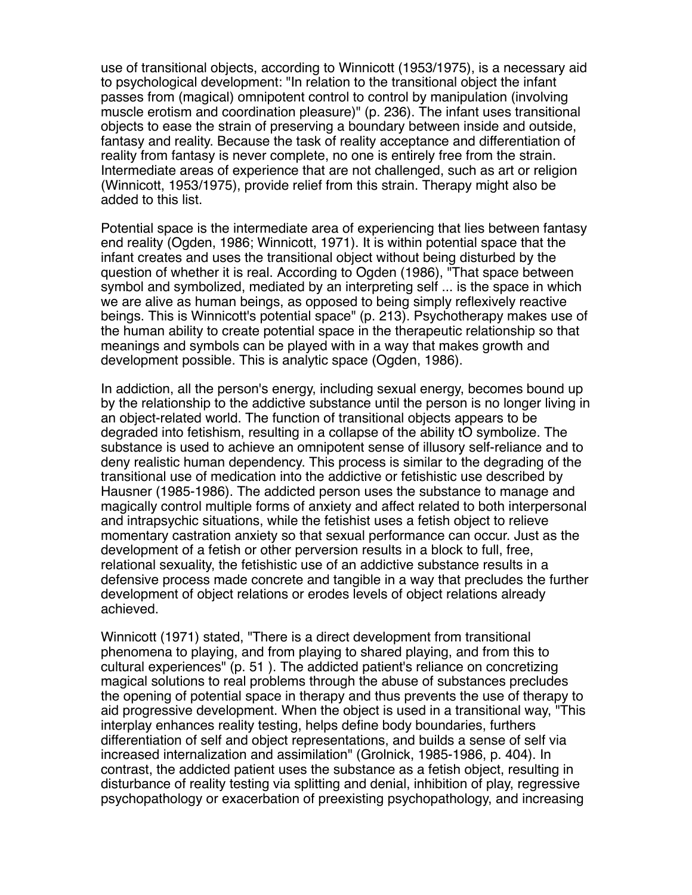use of transitional objects, according to Winnicott (1953/1975), is a necessary aid to psychological development: "In relation to the transitional object the infant passes from (magical) omnipotent control to control by manipulation (involving muscle erotism and coordination pleasure)" (p. 236). The infant uses transitional objects to ease the strain of preserving a boundary between inside and outside, fantasy and reality. Because the task of reality acceptance and differentiation of reality from fantasy is never complete, no one is entirely free from the strain. Intermediate areas of experience that are not challenged, such as art or religion (Winnicott, 1953/1975), provide relief from this strain. Therapy might also be added to this list.

Potential space is the intermediate area of experiencing that lies between fantasy end reality (Ogden, 1986; Winnicott, 1971). It is within potential space that the infant creates and uses the transitional object without being disturbed by the question of whether it is real. According to Ogden (1986), "That space between symbol and symbolized, mediated by an interpreting self ... is the space in which we are alive as human beings, as opposed to being simply reflexively reactive beings. This is Winnicott's potential space" (p. 213). Psychotherapy makes use of the human ability to create potential space in the therapeutic relationship so that meanings and symbols can be played with in a way that makes growth and development possible. This is analytic space (Ogden, 1986).

In addiction, all the person's energy, including sexual energy, becomes bound up by the relationship to the addictive substance until the person is no longer living in an object-related world. The function of transitional objects appears to be degraded into fetishism, resulting in a collapse of the ability tO symbolize. The substance is used to achieve an omnipotent sense of illusory self-reliance and to deny realistic human dependency. This process is similar to the degrading of the transitional use of medication into the addictive or fetishistic use described by Hausner (1985-1986). The addicted person uses the substance to manage and magically control multiple forms of anxiety and affect related to both interpersonal and intrapsychic situations, while the fetishist uses a fetish object to relieve momentary castration anxiety so that sexual performance can occur. Just as the development of a fetish or other perversion results in a block to full, free, relational sexuality, the fetishistic use of an addictive substance results in a defensive process made concrete and tangible in a way that precludes the further development of object relations or erodes levels of object relations already achieved.

Winnicott (1971) stated, "There is a direct development from transitional phenomena to playing, and from playing to shared playing, and from this to cultural experiences" (p. 51 ). The addicted patient's reliance on concretizing magical solutions to real problems through the abuse of substances precludes the opening of potential space in therapy and thus prevents the use of therapy to aid progressive development. When the object is used in a transitional way, "This interplay enhances reality testing, helps define body boundaries, furthers differentiation of self and object representations, and builds a sense of self via increased internalization and assimilation" (Grolnick, 1985-1986, p. 404). In contrast, the addicted patient uses the substance as a fetish object, resulting in disturbance of reality testing via splitting and denial, inhibition of play, regressive psychopathology or exacerbation of preexisting psychopathology, and increasing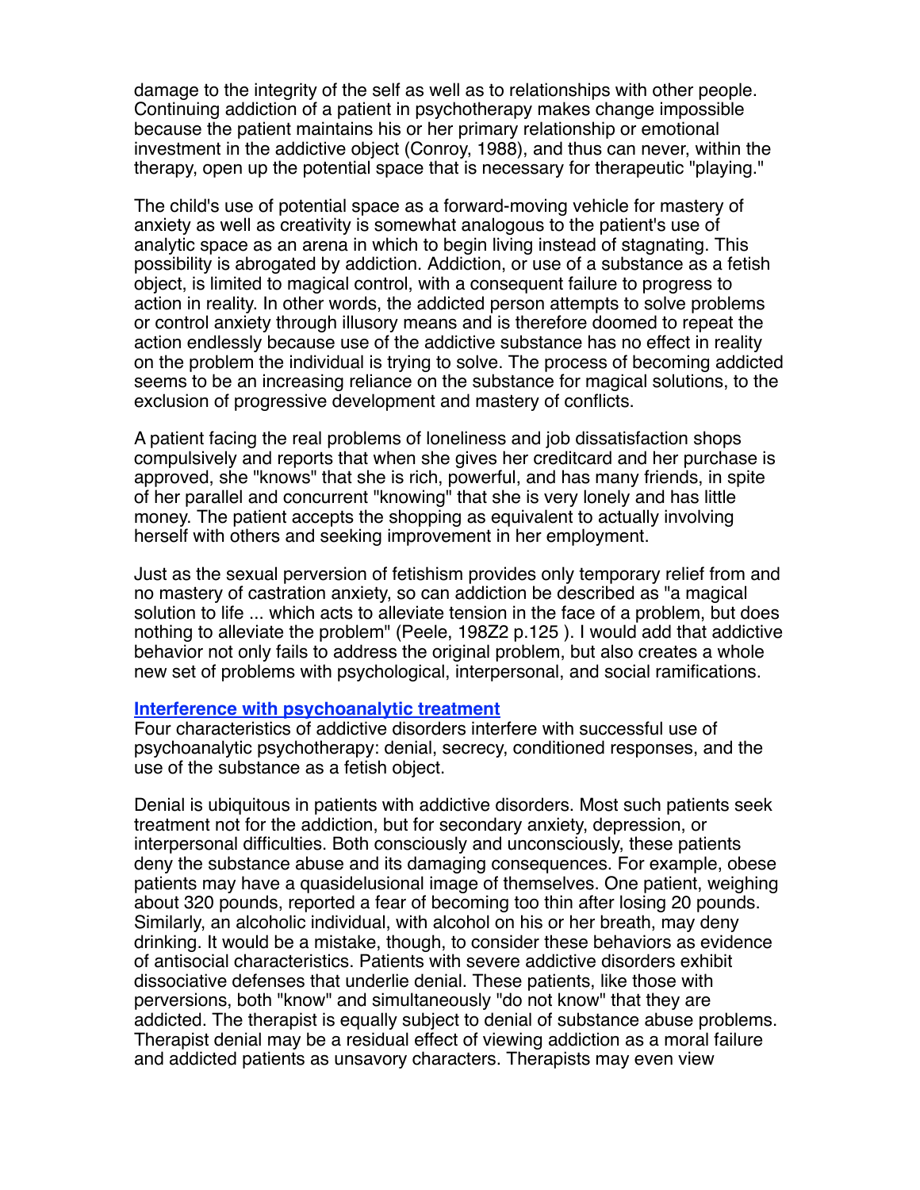damage to the integrity of the self as well as to relationships with other people. Continuing addiction of a patient in psychotherapy makes change impossible because the patient maintains his or her primary relationship or emotional investment in the addictive object (Conroy, 1988), and thus can never, within the therapy, open up the potential space that is necessary for therapeutic "playing."

The child's use of potential space as a forward-moving vehicle for mastery of anxiety as well as creativity is somewhat analogous to the patient's use of analytic space as an arena in which to begin living instead of stagnating. This possibility is abrogated by addiction. Addiction, or use of a substance as a fetish object, is limited to magical control, with a consequent failure to progress to action in reality. In other words, the addicted person attempts to solve problems or control anxiety through illusory means and is therefore doomed to repeat the action endlessly because use of the addictive substance has no effect in reality on the problem the individual is trying to solve. The process of becoming addicted seems to be an increasing reliance on the substance for magical solutions, to the exclusion of progressive development and mastery of conflicts.

A patient facing the real problems of loneliness and job dissatisfaction shops compulsively and reports that when she gives her creditcard and her purchase is approved, she "knows" that she is rich, powerful, and has many friends, in spite of her parallel and concurrent "knowing" that she is very lonely and has little money. The patient accepts the shopping as equivalent to actually involving herself with others and seeking improvement in her employment.

Just as the sexual perversion of fetishism provides only temporary relief from and no mastery of castration anxiety, so can addiction be described as "a magical solution to life ... which acts to alleviate tension in the face of a problem, but does nothing to alleviate the problem" (Peele, 198Z2 p.125 ). I would add that addictive behavior not only fails to address the original problem, but also creates a whole new set of problems with psychological, interpersonal, and social ramifications.

**Interference with psychoanalytic treatment**

Four characteristics of addictive disorders interfere with successful use of psychoanalytic psychotherapy: denial, secrecy, conditioned responses, and the use of the substance as a fetish object.

Denial is ubiquitous in patients with addictive disorders. Most such patients seek treatment not for the addiction, but for secondary anxiety, depression, or interpersonal difficulties. Both consciously and unconsciously, these patients deny the substance abuse and its damaging consequences. For example, obese patients may have a quasidelusional image of themselves. One patient, weighing about 320 pounds, reported a fear of becoming too thin after losing 20 pounds. Similarly, an alcoholic individual, with alcohol on his or her breath, may deny drinking. It would be a mistake, though, to consider these behaviors as evidence of antisocial characteristics. Patients with severe addictive disorders exhibit dissociative defenses that underlie denial. These patients, like those with perversions, both "know" and simultaneously "do not know" that they are addicted. The therapist is equally subject to denial of substance abuse problems. Therapist denial may be a residual effect of viewing addiction as a moral failure and addicted patients as unsavory characters. Therapists may even view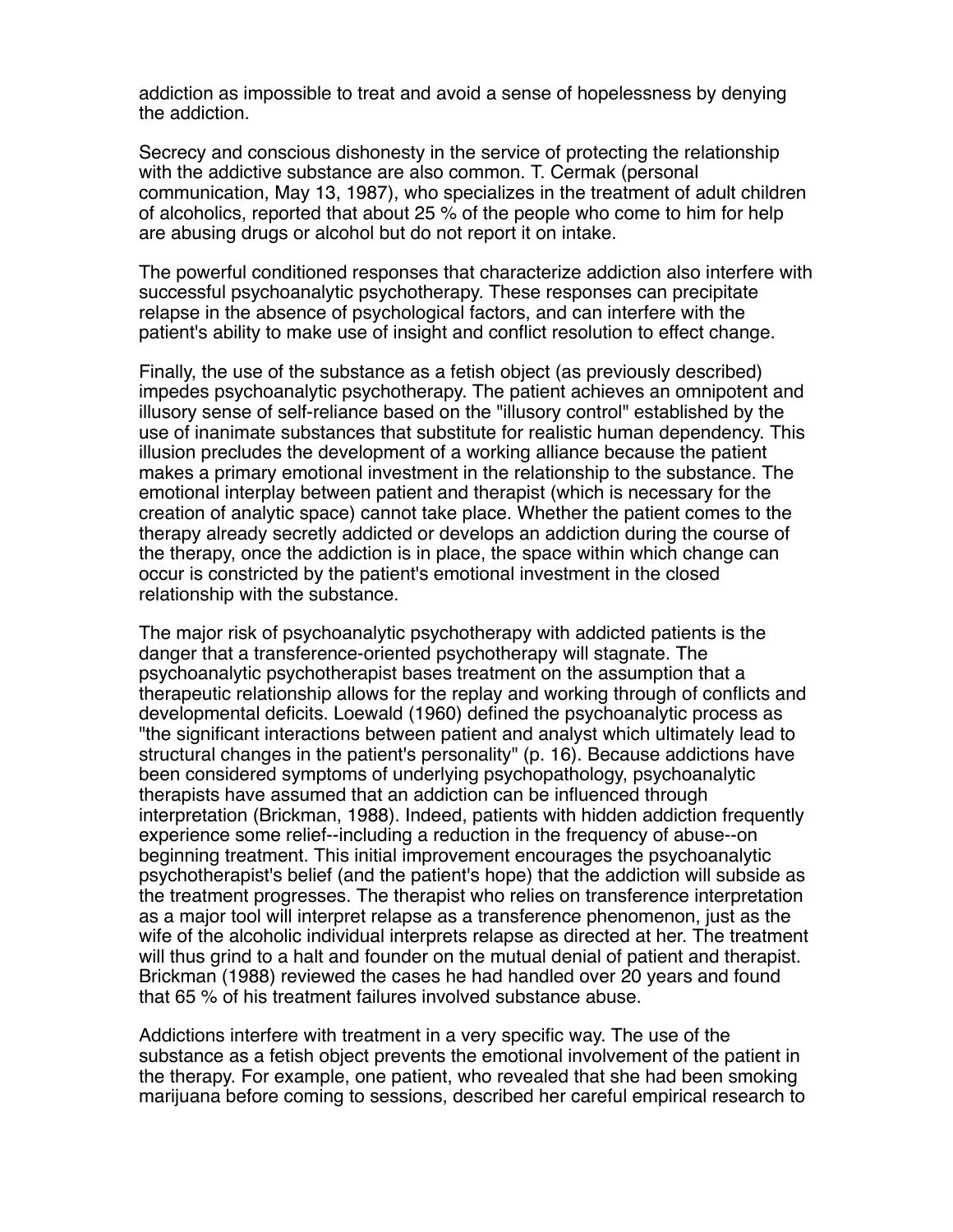addiction as impossible to treat and avoid a sense of hopelessness by denying the addiction.

Secrecy and conscious dishonesty in the service of protecting the relationship with the addictive substance are also common. T. Cermak (personal communication, May 13, 1987), who specializes in the treatment of adult children of alcoholics, reported that about 25 % of the people who come to him for help are abusing drugs or alcohol but do not report it on intake.

The powerful conditioned responses that characterize addiction also interfere with successful psychoanalytic psychotherapy. These responses can precipitate relapse in the absence of psychological factors, and can interfere with the patient's ability to make use of insight and conflict resolution to effect change.

Finally, the use of the substance as a fetish object (as previously described) impedes psychoanalytic psychotherapy. The patient achieves an omnipotent and illusory sense of self-reliance based on the "illusory control" established by the use of inanimate substances that substitute for realistic human dependency. This illusion precludes the development of a working alliance because the patient makes a primary emotional investment in the relationship to the substance. The emotional interplay between patient and therapist (which is necessary for the creation of analytic space) cannot take place. Whether the patient comes to the therapy already secretly addicted or develops an addiction during the course of the therapy, once the addiction is in place, the space within which change can occur is constricted by the patient's emotional investment in the closed relationship with the substance.

The major risk of psychoanalytic psychotherapy with addicted patients is the danger that a transference-oriented psychotherapy will stagnate. The psychoanalytic psychotherapist bases treatment on the assumption that a therapeutic relationship allows for the replay and working through of conflicts and developmental deficits. Loewald (1960) defined the psychoanalytic process as "the significant interactions between patient and analyst which ultimately lead to structural changes in the patient's personality" (p. 16). Because addictions have been considered symptoms of underlying psychopathology, psychoanalytic therapists have assumed that an addiction can be influenced through interpretation (Brickman, 1988). Indeed, patients with hidden addiction frequently experience some relief--including a reduction in the frequency of abuse--on beginning treatment. This initial improvement encourages the psychoanalytic psychotherapist's belief (and the patient's hope) that the addiction will subside as the treatment progresses. The therapist who relies on transference interpretation as a major tool will interpret relapse as a transference phenomenon, just as the wife of the alcoholic individual interprets relapse as directed at her. The treatment will thus grind to a halt and founder on the mutual denial of patient and therapist. Brickman (1988) reviewed the cases he had handled over 20 years and found that 65 % of his treatment failures involved substance abuse.

Addictions interfere with treatment in a very specific way. The use of the substance as a fetish object prevents the emotional involvement of the patient in the therapy. For example, one patient, who revealed that she had been smoking marijuana before coming to sessions, described her careful empirical research to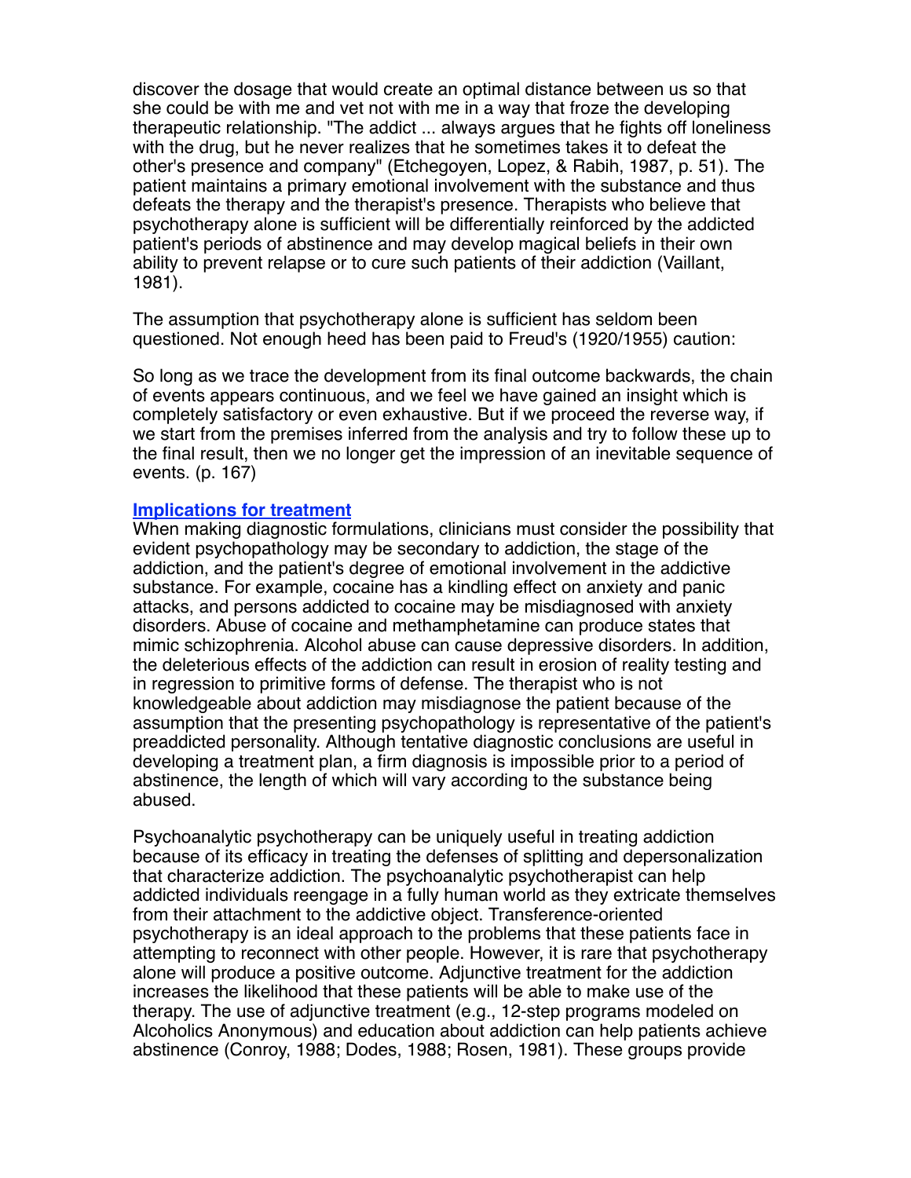discover the dosage that would create an optimal distance between us so that she could be with me and vet not with me in a way that froze the developing therapeutic relationship. "The addict ... always argues that he fights off loneliness with the drug, but he never realizes that he sometimes takes it to defeat the other's presence and company" (Etchegoyen, Lopez, & Rabih, 1987, p. 51). The patient maintains a primary emotional involvement with the substance and thus defeats the therapy and the therapist's presence. Therapists who believe that psychotherapy alone is sufficient will be differentially reinforced by the addicted patient's periods of abstinence and may develop magical beliefs in their own ability to prevent relapse or to cure such patients of their addiction (Vaillant, 1981).

The assumption that psychotherapy alone is sufficient has seldom been questioned. Not enough heed has been paid to Freud's (1920/1955) caution:

So long as we trace the development from its final outcome backwards, the chain of events appears continuous, and we feel we have gained an insight which is completely satisfactory or even exhaustive. But if we proceed the reverse way, if we start from the premises inferred from the analysis and try to follow these up to the final result, then we no longer get the impression of an inevitable sequence of events. (p. 167)

## Implications for treatment

When making diagnostic formulations, clinicians must consider the possibility that evident psychopathology may be secondary to addiction, the stage of the addiction, and the patient's degree of emotional involvement in the addictive substance. For example, cocaine has a kindling effect on anxiety and panic attacks, and persons addicted to cocaine may be misdiagnosed with anxiety disorders. Abuse of cocaine and methamphetamine can produce states that mimic schizophrenia. Alcohol abuse can cause depressive disorders. In addition, the deleterious effects of the addiction can result in erosion of reality testing and in regression to primitive forms of defense. The therapist who is not knowledgeable about addiction may misdiagnose the patient because of the assumption that the presenting psychopathology is representative of the patient's preaddicted personality. Although tentative diagnostic conclusions are useful in developing a treatment plan, a firm diagnosis is impossible prior to a period of abstinence, the length of which will vary according to the substance being abused.

Psychoanalytic psychotherapy can be uniquely useful in treating addiction because of its efficacy in treating the defenses of splitting and depersonalization that characterize addiction. The psychoanalytic psychotherapist can help addicted individuals reengage in a fully human world as they extricate themselves from their attachment to the addictive object. Transference-oriented psychotherapy is an ideal approach to the problems that these patients face in attempting to reconnect with other people. However, it is rare that psychotherapy alone will produce a positive outcome. Adjunctive treatment for the addiction increases the likelihood that these patients will be able to make use of the therapy. The use of adjunctive treatment (e.g., 12-step programs modeled on Alcoholics Anonymous) and education about addiction can help patients achieve abstinence (Conroy, 1988; Dodes, 1988; Rosen, 1981). These groups provide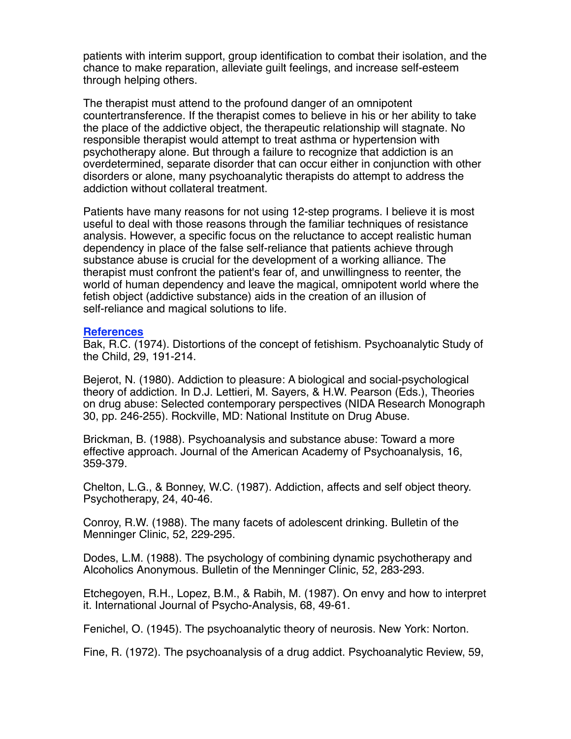patients with interim support, group identification to combat their isolation, and the chance to make reparation, alleviate guilt feelings, and increase self-esteem through helping others.

The therapist must attend to the profound danger of an omnipotent countertransference. If the therapist comes to believe in his or her ability to take the place of the addictive object, the therapeutic relationship will stagnate. No responsible therapist would attempt to treat asthma or hypertension with psychotherapy alone. But through a failure to recognize that addiction is an overdetermined, separate disorder that can occur either in conjunction with other disorders or alone, many psychoanalytic therapists do attempt to address the addiction without collateral treatment.

Patients have many reasons for not using 12-step programs. I believe it is most useful to deal with those reasons through the familiar techniques of resistance analysis. However, a specific focus on the reluctance to accept realistic human dependency in place of the false self-reliance that patients achieve through substance abuse is crucial for the development of a working alliance. The therapist must confront the patient's fear of, and unwillingness to reenter, the world of human dependency and leave the magical, omnipotent world where the fetish object (addictive substance) aids in the creation of an illusion of self-reliance and magical solutions to life.

**References**

Bak, R.C. (1974). Distortions of the concept of fetishism. Psychoanalytic Study of the Child, 29, 191-214.

Bejerot, N. (1980). Addiction to pleasure: A biological and social-psychological theory of addiction. In D.J. Lettieri, M. Sayers, & H.W. Pearson (Eds.), Theories on drug abuse: Selected contemporary perspectives (NIDA Research Monograph 30, pp. 246-255). Rockville, MD: National Institute on Drug Abuse.

Brickman, B. (1988). Psychoanalysis and substance abuse: Toward a more effective approach. Journal of the American Academy of Psychoanalysis, 16, 359-379.

Chelton, L.G., & Bonney, W.C. (1987). Addiction, affects and self object theory. Psychotherapy, 24, 40-46.

Conroy, R.W. (1988). The many facets of adolescent drinking. Bulletin of the Menninger Clinic, 52, 229-295.

Dodes, L.M. (1988). The psychology of combining dynamic psychotherapy and Alcoholics Anonymous. Bulletin of the Menninger Clinic, 52, 283-293.

Etchegoyen, R.H., Lopez, B.M., & Rabih, M. (1987). On envy and how to interpret it. International Journal of Psycho-Analysis, 68, 49-61.

Fenichel, O. (1945). The psychoanalytic theory of neurosis. New York: Norton.

Fine, R. (1972). The psychoanalysis of a drug addict. Psychoanalytic Review, 59,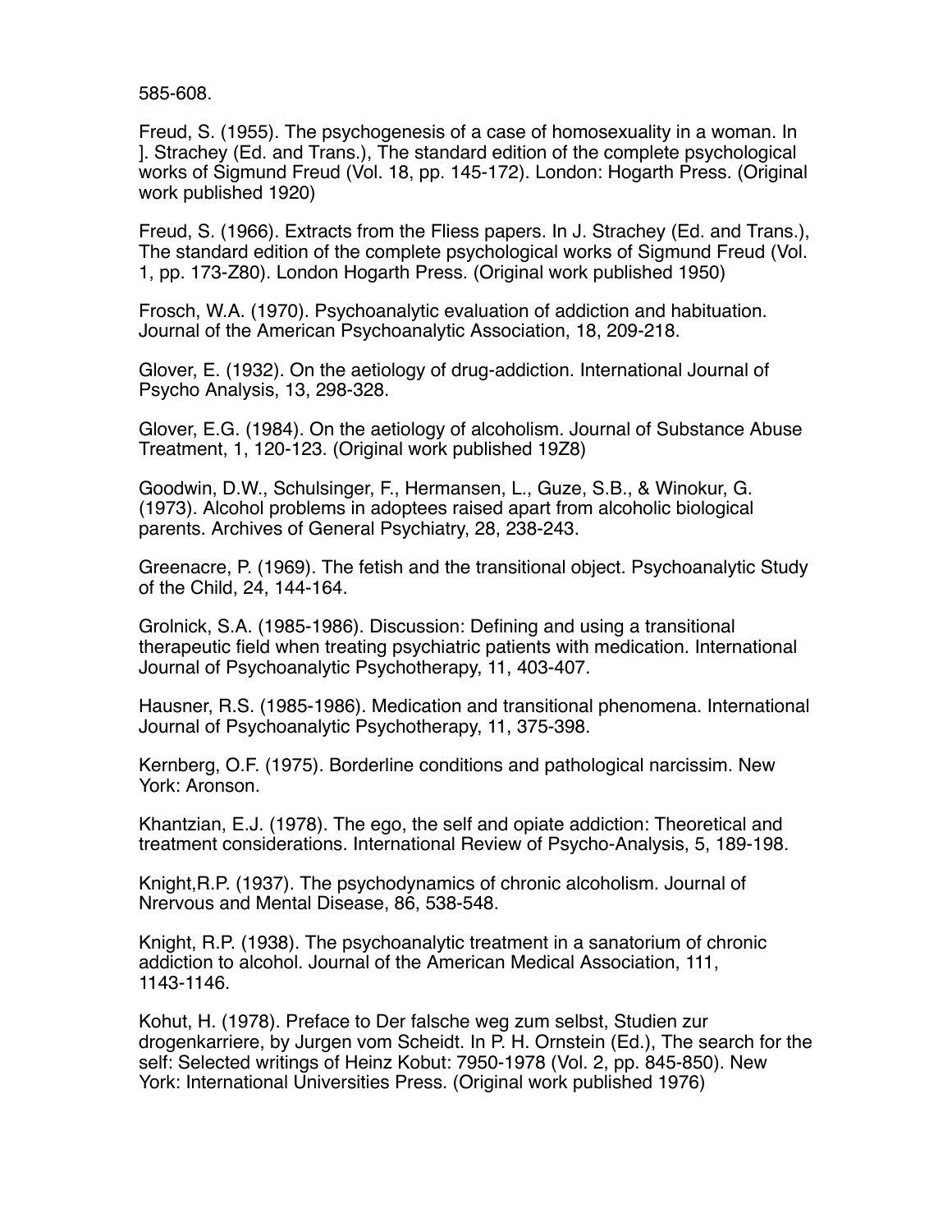585-608.

Freud, S. (1955). The psychogenesis of a case of homosexuality in a woman. In ]. Strachey (Ed. and Trans.), The standard edition of the complete psychological works of Sigmund Freud (Vol. 18, pp. 145-172). London: Hogarth Press. (Original work published 1920)

Freud, S. (1966). Extracts from the Fliess papers. In J. Strachey (Ed. and Trans.), The standard edition of the complete psychological works of Sigmund Freud (Vol. 1, pp. 173-Z80). London Hogarth Press. (Original work published 1950)

Frosch, W.A. (1970). Psychoanalytic evaluation of addiction and habituation. Journal of the American Psychoanalytic Association, 18, 209-218.

Glover, E. (1932). On the aetiology of drug-addiction. International Journal of Psycho Analysis, 13, 298-328.

Glover, E.G. (1984). On the aetiology of alcoholism. Journal of Substance Abuse Treatment, 1, 120-123. (Original work published 19Z8)

Goodwin, D.W., Schulsinger, F., Hermansen, L., Guze, S.B., & Winokur, G. (1973). Alcohol problems in adoptees raised apart from alcoholic biological parents. Archives of General Psychiatry, 28, 238-243.

Greenacre, P. (1969). The fetish and the transitional object. Psychoanalytic Study of the Child, 24, 144-164.

Grolnick, S.A. (1985-1986). Discussion: Defining and using a transitional therapeutic field when treating psychiatric patients with medication. International Journal of Psychoanalytic Psychotherapy, 11, 403-407.

Hausner, R.S. (1985-1986). Medication and transitional phenomena. International Journal of Psychoanalytic Psychotherapy, 11, 375-398.

Kernberg, O.F. (1975). Borderline conditions and pathological narcissim. New York: Aronson.

Khantzian, E.J. (1978). The ego, the self and opiate addiction: Theoretical and treatment considerations. International Review of Psycho-Analysis, 5, 189-198.

Knight,R.P. (1937). The psychodynamics of chronic alcoholism. Journal of Nrervous and Mental Disease, 86, 538-548.

Knight, R.P. (1938). The psychoanalytic treatment in a sanatorium of chronic addiction to alcohol. Journal of the American Medical Association, 111, 1143-1146.

Kohut, H. (1978). Preface to Der falsche weg zum selbst, Studien zur drogenkarriere, by Jurgen vom Scheidt. In P. H. Ornstein (Ed.), The search for the self: Selected writings of Heinz Kobut: 7950-1978 (Vol. 2, pp. 845-850). New York: International Universities Press. (Original work published 1976)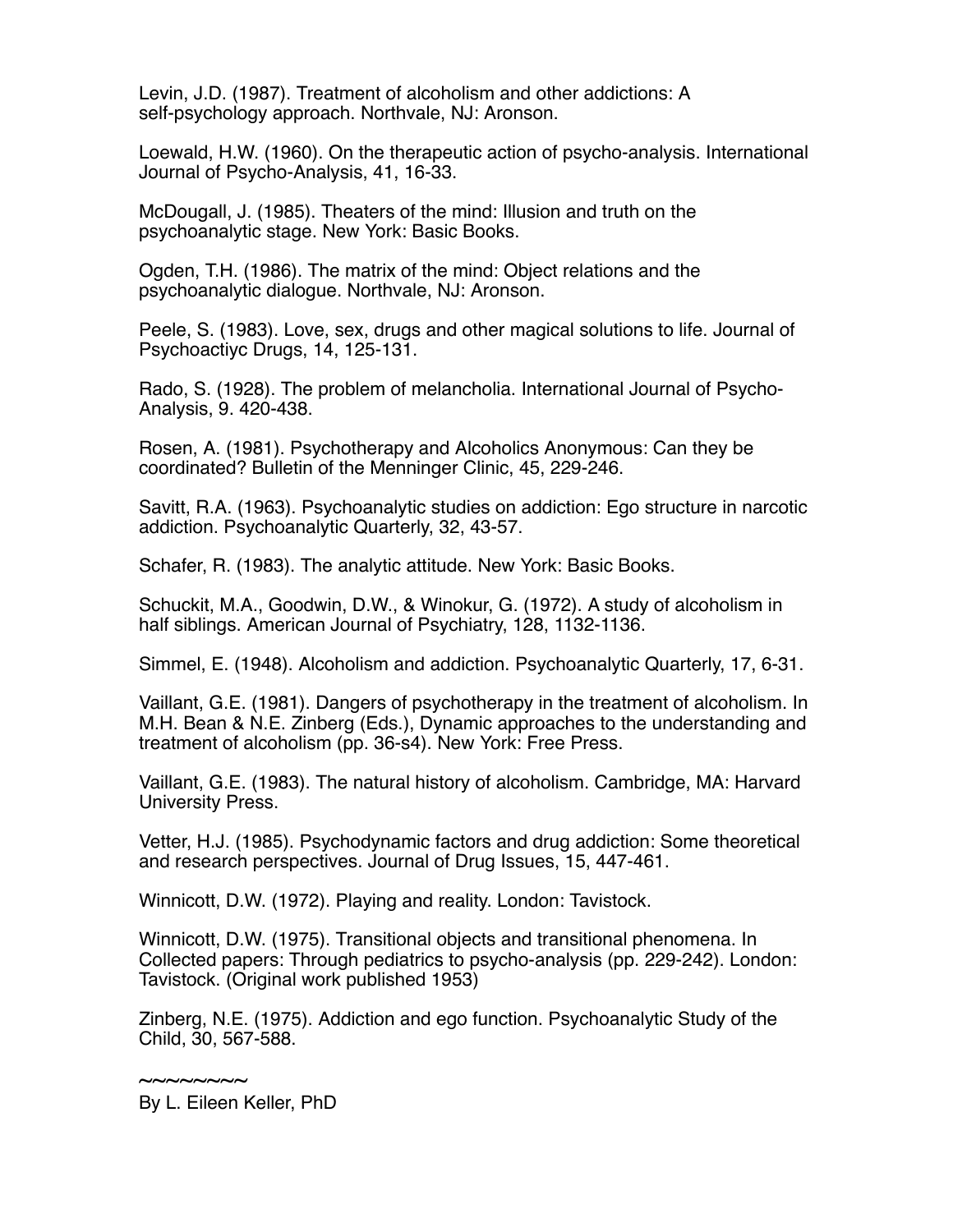Levin, J.D. (1987). Treatment of alcoholism and other addictions: A self-psychology approach. Northvale, NJ: Aronson.

Loewald, H.W. (1960). On the therapeutic action of psycho-analysis. International Journal of Psycho-Analysis, 41, 16-33.

McDougall, J. (1985). Theaters of the mind: Illusion and truth on the psychoanalytic stage. New York: Basic Books.

Ogden, T.H. (1986). The matrix of the mind: Object relations and the psychoanalytic dialogue. Northvale, NJ: Aronson.

Peele, S. (1983). Love, sex, drugs and other magical solutions to life. Journal of Psychoactiyc Drugs, 14, 125-131.

Rado, S. (1928). The problem of melancholia. International Journal of Psycho-Analysis, 9. 420-438.

Rosen, A. (1981). Psychotherapy and Alcoholics Anonymous: Can they be coordinated? Bulletin of the Menninger Clinic, 45, 229-246.

Savitt, R.A. (1963). Psychoanalytic studies on addiction: Ego structure in narcotic addiction. Psychoanalytic Quarterly, 32, 43-57.

Schafer, R. (1983). The analytic attitude. New York: Basic Books.

Schuckit, M.A., Goodwin, D.W., & Winokur, G. (1972). A study of alcoholism in half siblings. American Journal of Psychiatry, 128, 1132-1136.

Simmel, E. (1948). Alcoholism and addiction. Psychoanalytic Quarterly, 17, 6-31.

Vaillant, G.E. (1981). Dangers of psychotherapy in the treatment of alcoholism. In M.H. Bean & N.E. Zinberg (Eds.), Dynamic approaches to the understanding and treatment of alcoholism (pp. 36-s4). New York: Free Press.

Vaillant, G.E. (1983). The natural history of alcoholism. Cambridge, MA: Harvard University Press.

Vetter, H.J. (1985). Psychodynamic factors and drug addiction: Some theoretical and research perspectives. Journal of Drug Issues, 15, 447-461.

Winnicott, D.W. (1972). Playing and reality. London: Tavistock.

Winnicott, D.W. (1975). Transitional objects and transitional phenomena. In Collected papers: Through pediatrics to psycho-analysis (pp. 229-242). London: Tavistock. (Original work published 1953)

Zinberg, N.E. (1975). Addiction and ego function. Psychoanalytic Study of the Child, 30, 567-588.

~~~~~~~~

By L. Eileen Keller, PhD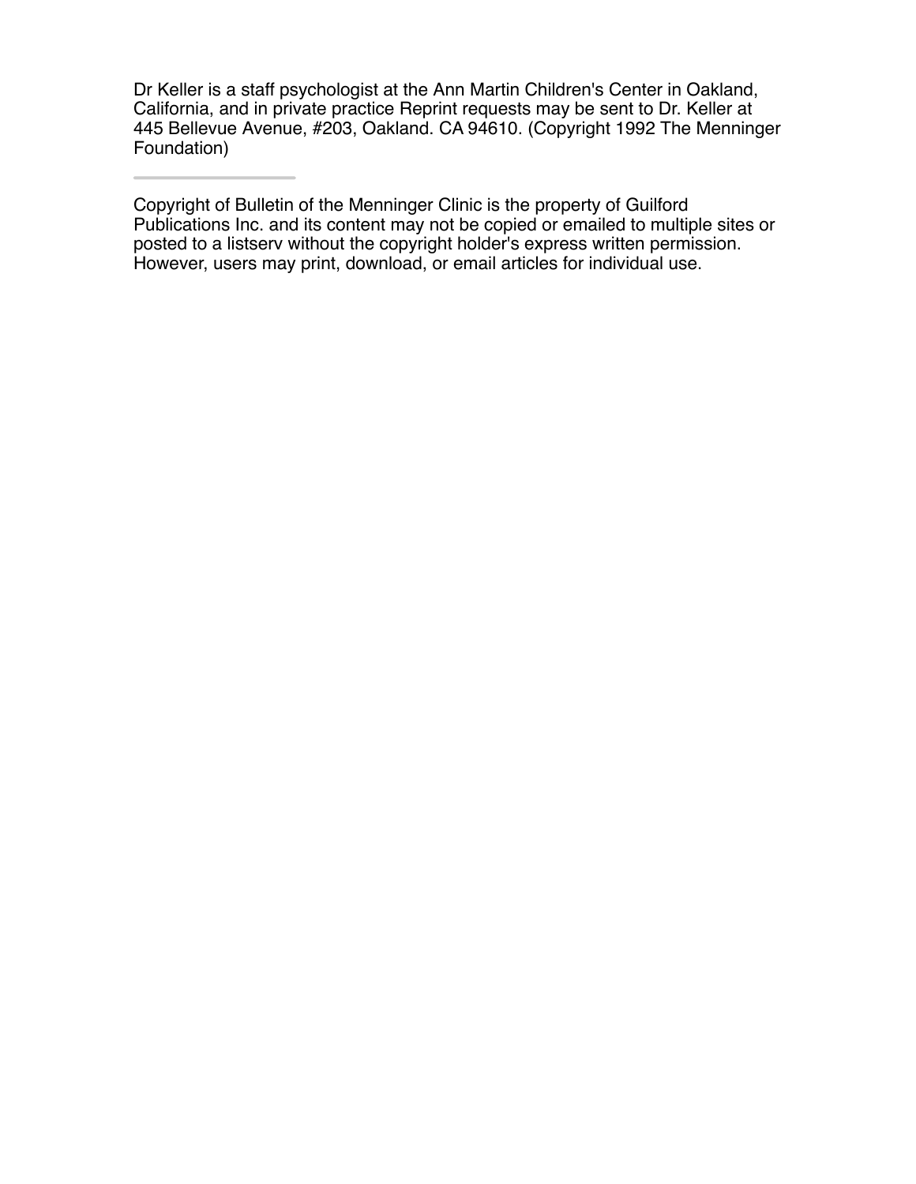Dr Keller is a staff psychologist at the Ann Martin Children's Center in Oakland, California, and in private practice Reprint requests may be sent to Dr. Keller at 445 Bellevue Avenue, #203, Oakland. CA 94610. (Copyright 1992 The Menninger Foundation)

---

Copyright of Bulletin of the Menninger Clinic is the property of Guilford Publications Inc. and its content may not be copied or emailed to multiple sites or posted to a listserv without the copyright holder's express written permission. However, users may print, download, or email articles for individual use.